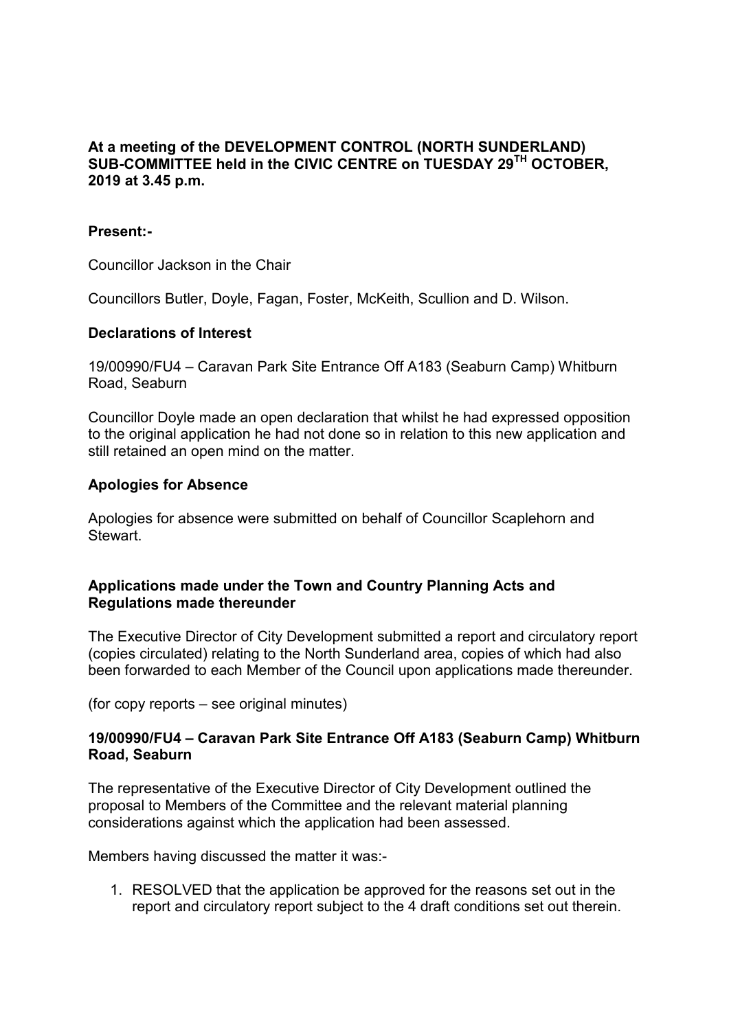**At a meeting of the DEVELOPMENT CONTROL (NORTH SUNDERLAND) SUB-COMMITTEE held in the CIVIC CENTRE on TUESDAY 29TH OCTOBER, 2019 at 3.45 p.m.**

**Present:-**

Councillor Jackson in the Chair

Councillors Butler, Doyle, Fagan, Foster, McKeith, Scullion and D. Wilson.

**Declarations of Interest**

19/00990/FU4 – Caravan Park Site Entrance Off A183 (Seaburn Camp) Whitburn Road, Seaburn

Councillor Doyle made an open declaration that whilst he had expressed opposition to the original application he had not done so in relation to this new application and still retained an open mind on the matter.

**Apologies for Absence**

Apologies for absence were submitted on behalf of Councillor Scaplehorn and Stewart.

**Applications made under the Town and Country Planning Acts and Regulations made thereunder**

The Executive Director of City Development submitted a report and circulatory report (copies circulated) relating to the North Sunderland area, copies of which had also been forwarded to each Member of the Council upon applications made thereunder.

(for copy reports – see original minutes)

**19/00990/FU4 – Caravan Park Site Entrance Off A183 (Seaburn Camp) Whitburn Road, Seaburn**

The representative of the Executive Director of City Development outlined the proposal to Members of the Committee and the relevant material planning considerations against which the application had been assessed.

Members having discussed the matter it was:-

1. RESOLVED that the application be approved for the reasons set out in the report and circulatory report subject to the 4 draft conditions set out therein.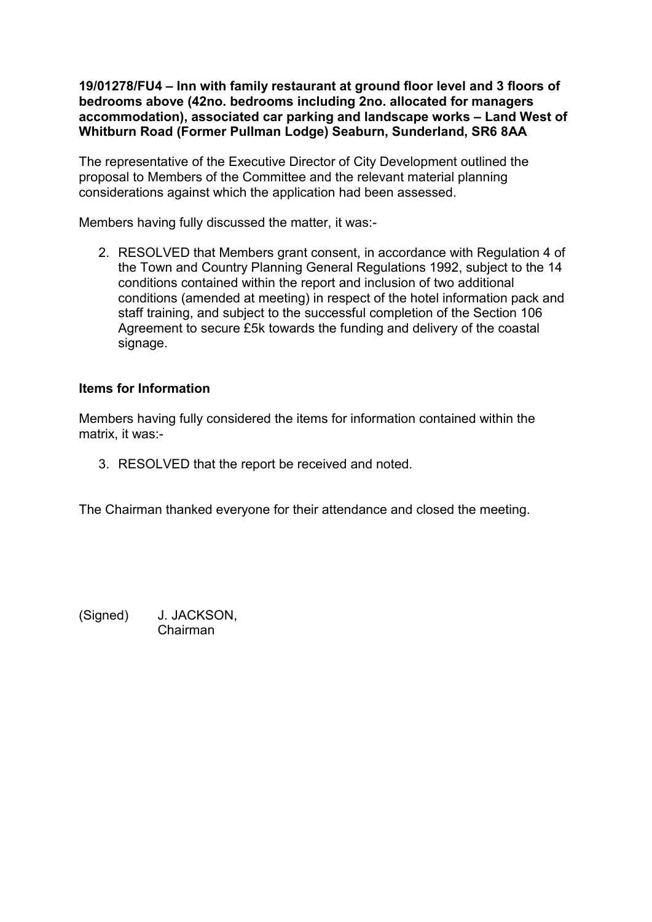**19/01278/FU4 – Inn with family restaurant at ground floor level and 3 floors of bedrooms above (42no. bedrooms including 2no. allocated for managers accommodation), associated car parking and landscape works – Land West of Whitburn Road (Former Pullman Lodge) Seaburn, Sunderland, SR6 8AA**

The representative of the Executive Director of City Development outlined the proposal to Members of the Committee and the relevant material planning considerations against which the application had been assessed.

Members having fully discussed the matter, it was:-

2. RESOLVED that Members grant consent, in accordance with Regulation 4 of the Town and Country Planning General Regulations 1992, subject to the 14 conditions contained within the report and inclusion of two additional conditions (amended at meeting) in respect of the hotel information pack and staff training, and subject to the successful completion of the Section 106 Agreement to secure £5k towards the funding and delivery of the coastal signage.

**Items for Information**

Members having fully considered the items for information contained within the matrix, it was:-

3. RESOLVED that the report be received and noted.

The Chairman thanked everyone for their attendance and closed the meeting.

(Signed) J. JACKSON,
Chairman